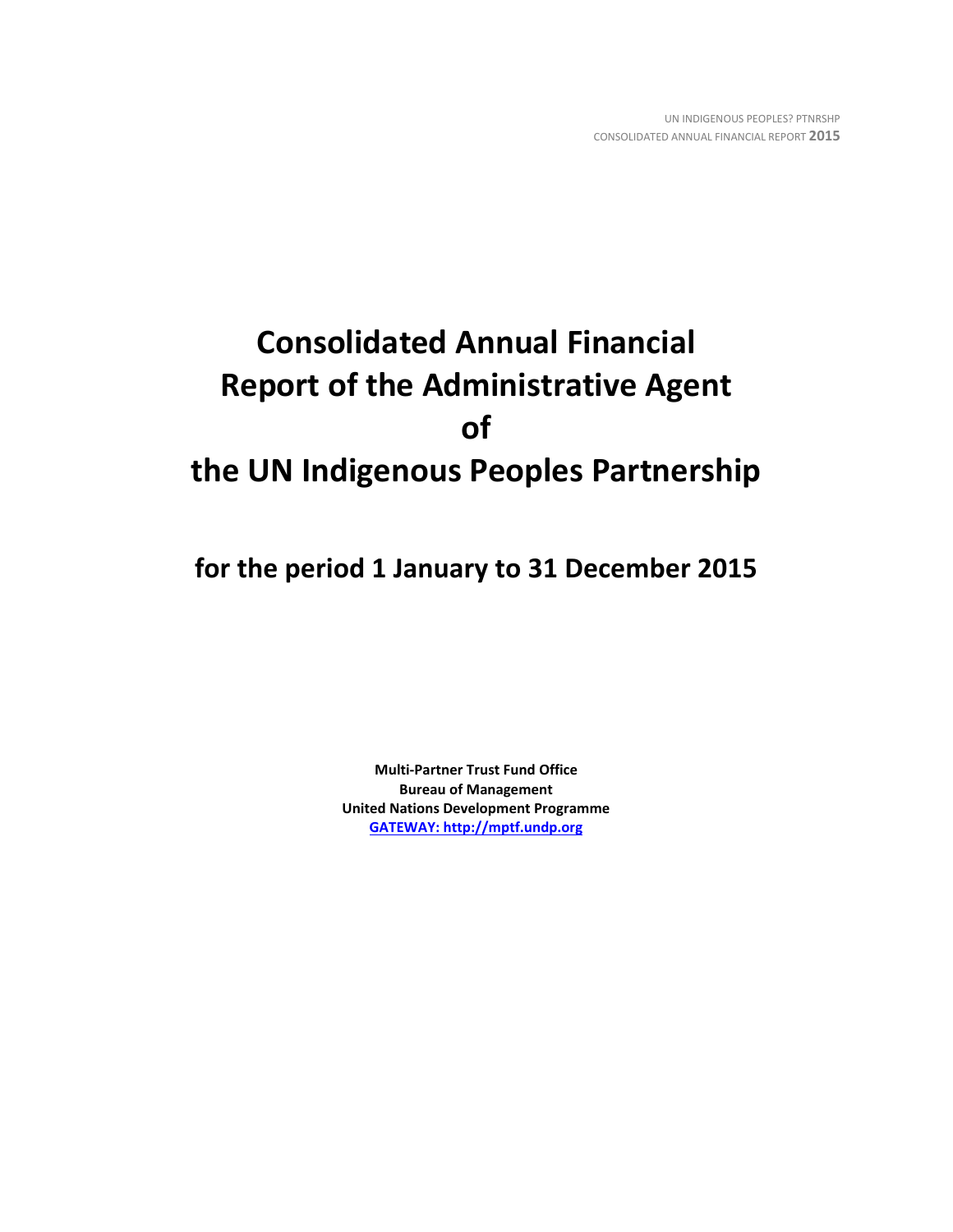# Consolidated Annual Financial Report of the Administrative Agent of the UN Indigenous Peoples Partnership

## for the period 1 January to 31 December 2015

**Multi-Partner Trust Fund Office**
**Bureau of Management**
**United Nations Development Programme**
**GATEWAY: http://mptf.undp.org**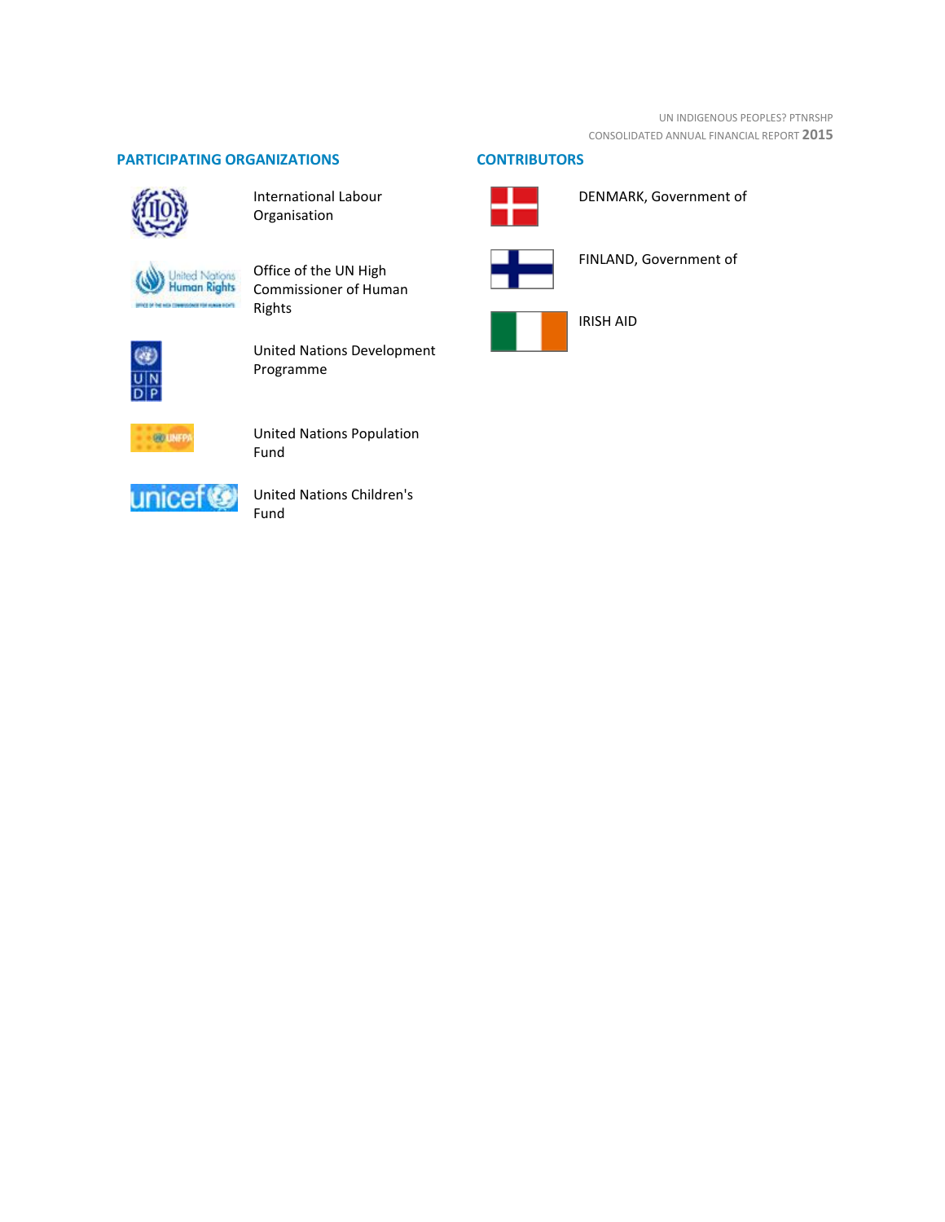## PARTICIPATING ORGANIZATIONS

- International Labour Organisation
- Office of the UN High Commissioner of Human Rights
- United Nations Development Programme
- United Nations Population Fund
- United Nations Children's Fund

## CONTRIBUTORS

- DENMARK, Government of
- FINLAND, Government of
- IRISH AID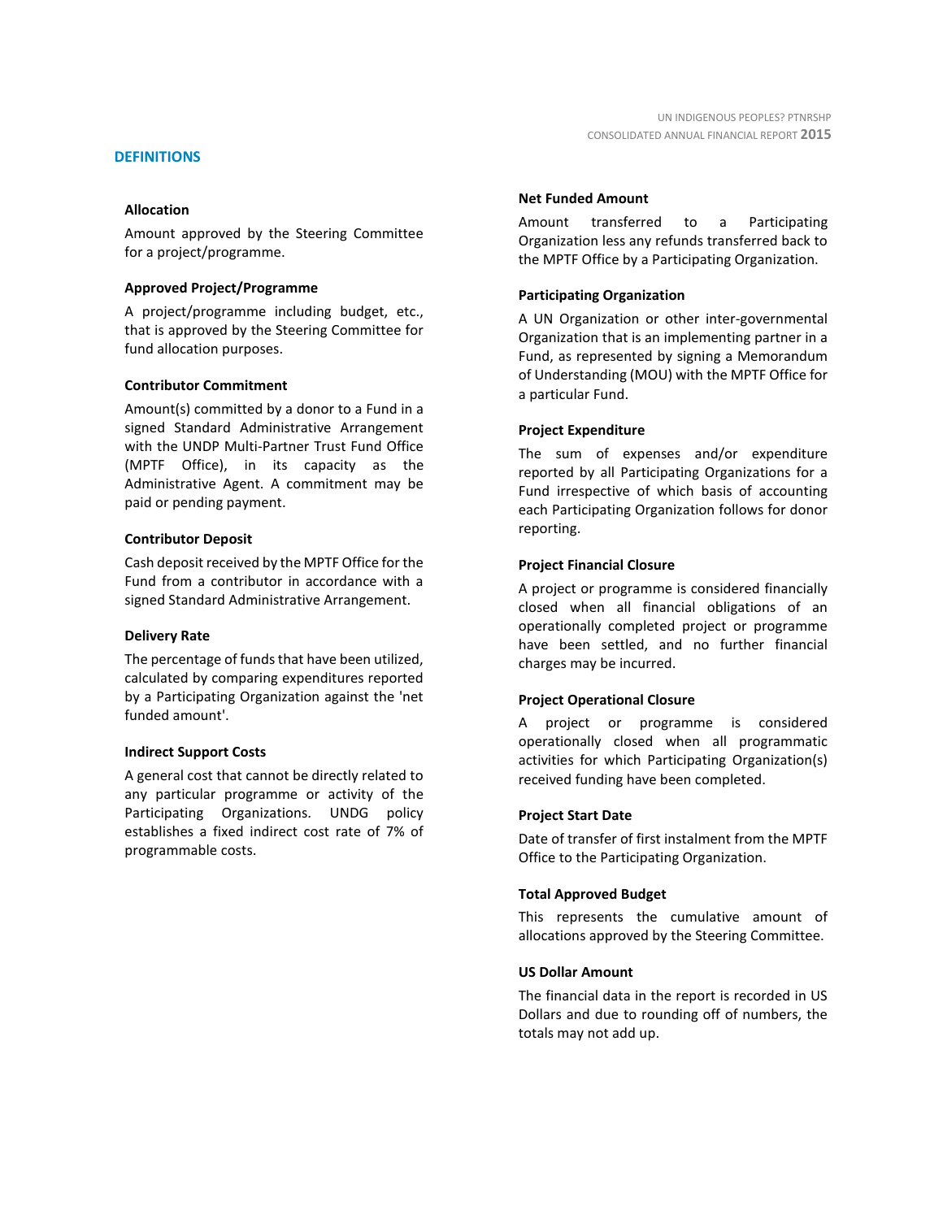## DEFINITIONS

### Allocation

Amount approved by the Steering Committee for a project/programme.

### Approved Project/Programme

A project/programme including budget, etc., that is approved by the Steering Committee for fund allocation purposes.

### Contributor Commitment

Amount(s) committed by a donor to a Fund in a signed Standard Administrative Arrangement with the UNDP Multi-Partner Trust Fund Office (MPTF Office), in its capacity as the Administrative Agent. A commitment may be paid or pending payment.

### Contributor Deposit

Cash deposit received by the MPTF Office for the Fund from a contributor in accordance with a signed Standard Administrative Arrangement.

### Delivery Rate

The percentage of funds that have been utilized, calculated by comparing expenditures reported by a Participating Organization against the 'net funded amount'.

### Indirect Support Costs

A general cost that cannot be directly related to any particular programme or activity of the Participating Organizations. UNDG policy establishes a fixed indirect cost rate of 7% of programmable costs.

### Net Funded Amount

Amount transferred to a Participating Organization less any refunds transferred back to the MPTF Office by a Participating Organization.

### Participating Organization

A UN Organization or other inter-governmental Organization that is an implementing partner in a Fund, as represented by signing a Memorandum of Understanding (MOU) with the MPTF Office for a particular Fund.

### Project Expenditure

The sum of expenses and/or expenditure reported by all Participating Organizations for a Fund irrespective of which basis of accounting each Participating Organization follows for donor reporting.

### Project Financial Closure

A project or programme is considered financially closed when all financial obligations of an operationally completed project or programme have been settled, and no further financial charges may be incurred.

### Project Operational Closure

A project or programme is considered operationally closed when all programmatic activities for which Participating Organization(s) received funding have been completed.

### Project Start Date

Date of transfer of first instalment from the MPTF Office to the Participating Organization.

### Total Approved Budget

This represents the cumulative amount of allocations approved by the Steering Committee.

### US Dollar Amount

The financial data in the report is recorded in US Dollars and due to rounding off of numbers, the totals may not add up.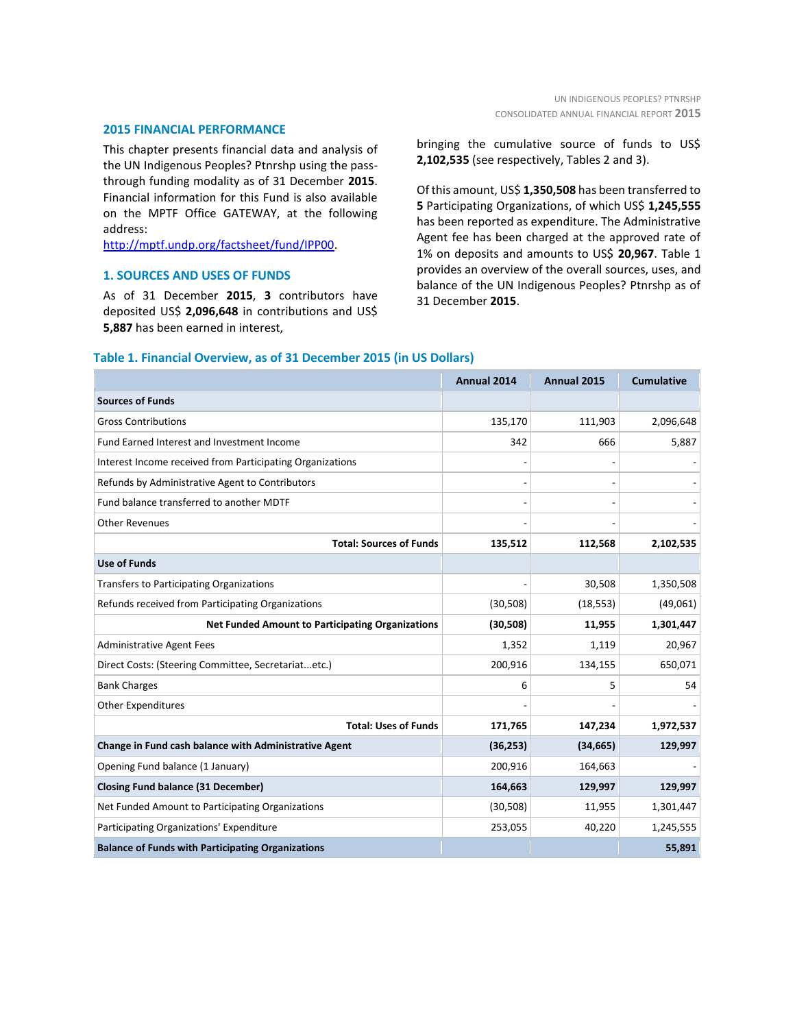## 2015 FINANCIAL PERFORMANCE

This chapter presents financial data and analysis of the UN Indigenous Peoples? Ptnrshp using the pass-through funding modality as of 31 December **2015**. Financial information for this Fund is also available on the MPTF Office GATEWAY, at the following address: [http://mptf.undp.org/factsheet/fund/IPP00](http://mptf.undp.org/factsheet/fund/IPP00).

### 1. SOURCES AND USES OF FUNDS

As of 31 December **2015**, **3** contributors have deposited US$ **2,096,648** in contributions and US$ **5,887** has been earned in interest, bringing the cumulative source of funds to US$ **2,102,535** (see respectively, Tables 2 and 3).

Of this amount, US$ **1,350,508** has been transferred to **5** Participating Organizations, of which US$ **1,245,555** has been reported as expenditure. The Administrative Agent fee has been charged at the approved rate of 1% on deposits and amounts to US$ **20,967**. Table 1 provides an overview of the overall sources, uses, and balance of the UN Indigenous Peoples? Ptnrshp as of 31 December **2015**.

**Table 1. Financial Overview, as of 31 December 2015 (in US Dollars)**

| | Annual 2014 | Annual 2015 | Cumulative |
|---|---|---|---|
| **Sources of Funds** | | | |
| Gross Contributions | 135,170 | 111,903 | 2,096,648 |
| Fund Earned Interest and Investment Income | 342 | 666 | 5,887 |
| Interest Income received from Participating Organizations | - | - | - |
| Refunds by Administrative Agent to Contributors | - | - | - |
| Fund balance transferred to another MDTF | - | - | - |
| Other Revenues | - | - | - |
| **Total: Sources of Funds** | **135,512** | **112,568** | **2,102,535** |
| **Use of Funds** | | | |
| Transfers to Participating Organizations | - | 30,508 | 1,350,508 |
| Refunds received from Participating Organizations | (30,508) | (18,553) | (49,061) |
| **Net Funded Amount to Participating Organizations** | **(30,508)** | **11,955** | **1,301,447** |
| Administrative Agent Fees | 1,352 | 1,119 | 20,967 |
| Direct Costs: (Steering Committee, Secretariat...etc.) | 200,916 | 134,155 | 650,071 |
| Bank Charges | 6 | 5 | 54 |
| Other Expenditures | - | - | - |
| **Total: Uses of Funds** | **171,765** | **147,234** | **1,972,537** |
| **Change in Fund cash balance with Administrative Agent** | **(36,253)** | **(34,665)** | **129,997** |
| Opening Fund balance (1 January) | 200,916 | 164,663 | - |
| **Closing Fund balance (31 December)** | **164,663** | **129,997** | **129,997** |
| Net Funded Amount to Participating Organizations | (30,508) | 11,955 | 1,301,447 |
| Participating Organizations' Expenditure | 253,055 | 40,220 | 1,245,555 |
| **Balance of Funds with Participating Organizations** | | | **55,891** |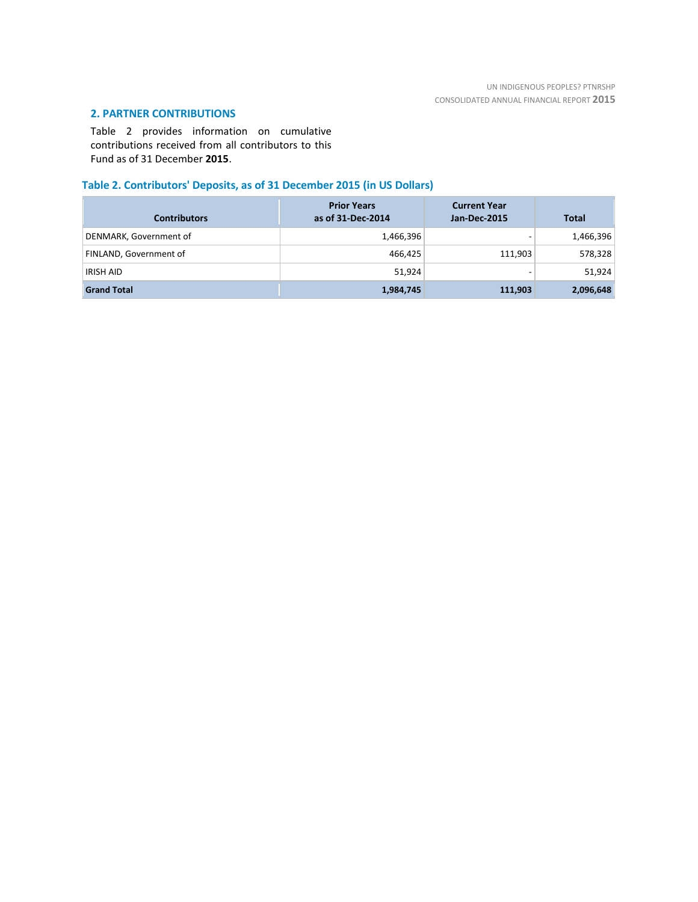## 2. PARTNER CONTRIBUTIONS

Table 2 provides information on cumulative contributions received from all contributors to this Fund as of 31 December **2015**.

### Table 2. Contributors' Deposits, as of 31 December 2015 (in US Dollars)

| Contributors | Prior Years as of 31-Dec-2014 | Current Year Jan-Dec-2015 | Total |
|---|---:|---:|---:|
| DENMARK, Government of | 1,466,396 | - | 1,466,396 |
| FINLAND, Government of | 466,425 | 111,903 | 578,328 |
| IRISH AID | 51,924 | - | 51,924 |
| **Grand Total** | **1,984,745** | **111,903** | **2,096,648** |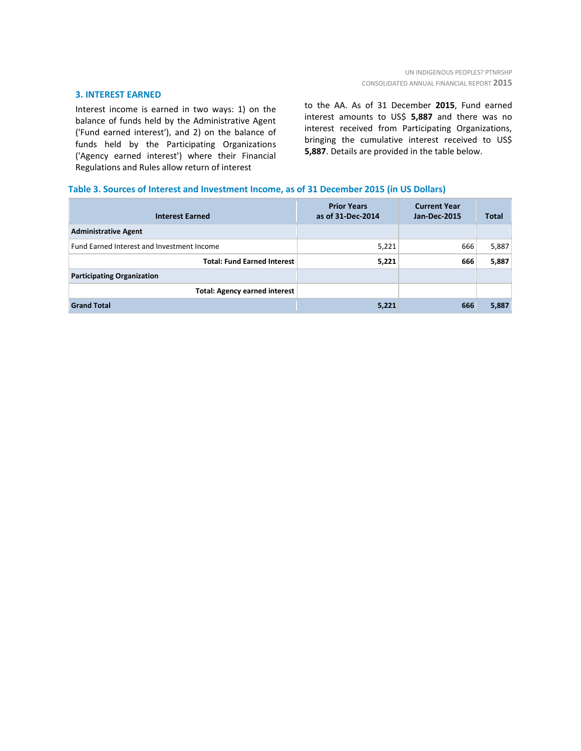## 3. INTEREST EARNED

Interest income is earned in two ways: 1) on the balance of funds held by the Administrative Agent ('Fund earned interest'), and 2) on the balance of funds held by the Participating Organizations ('Agency earned interest') where their Financial Regulations and Rules allow return of interest to the AA. As of 31 December **2015**, Fund earned interest amounts to US$ **5,887** and there was no interest received from Participating Organizations, bringing the cumulative interest received to US$ **5,887**. Details are provided in the table below.

**Table 3. Sources of Interest and Investment Income, as of 31 December 2015 (in US Dollars)**

| Interest Earned | Prior Years as of 31-Dec-2014 | Current Year Jan-Dec-2015 | Total |
|---|---|---|---|
| **Administrative Agent** | | | |
| Fund Earned Interest and Investment Income | 5,221 | 666 | 5,887 |
| **Total: Fund Earned Interest** | **5,221** | **666** | **5,887** |
| **Participating Organization** | | | |
| **Total: Agency earned interest** | | | |
| **Grand Total** | **5,221** | **666** | **5,887** |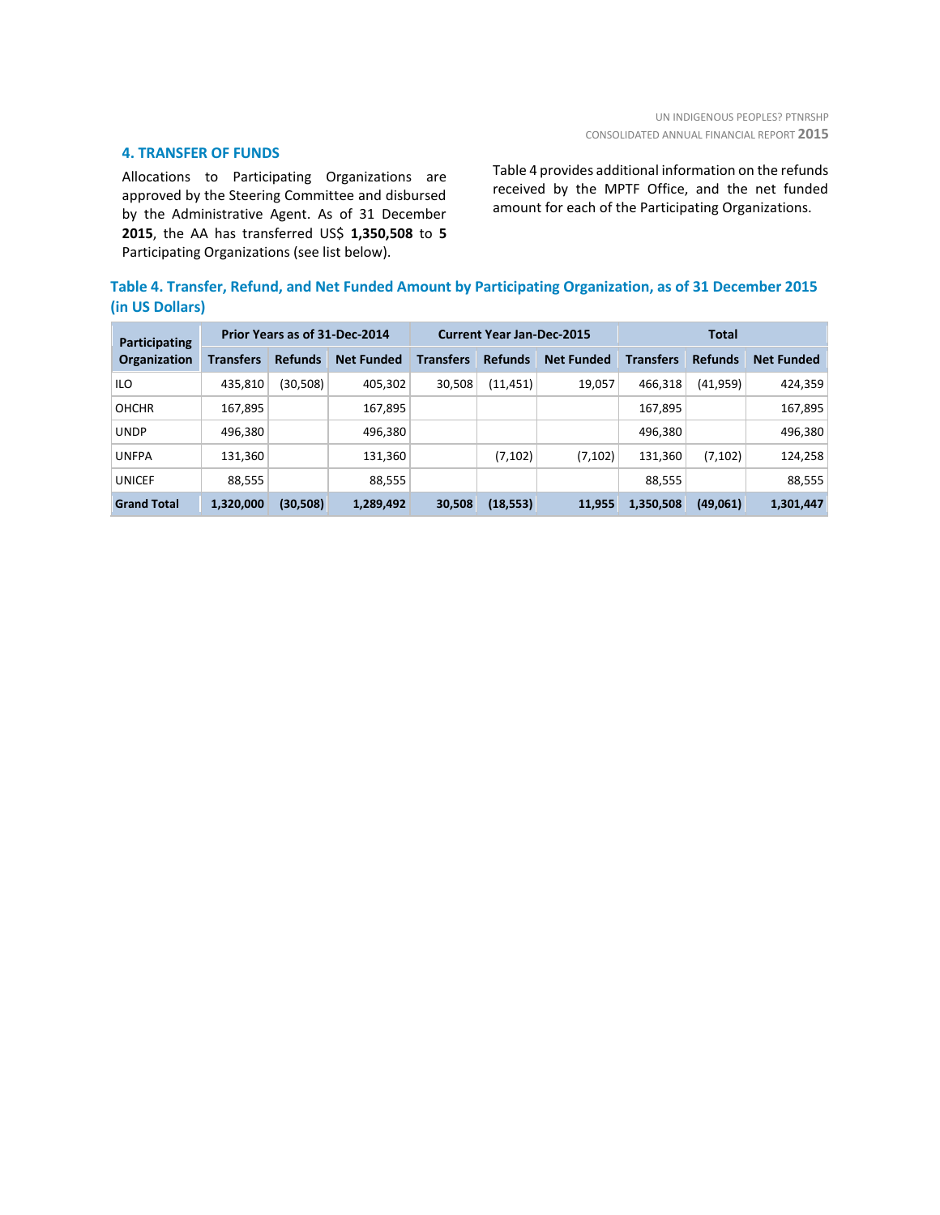## 4. TRANSFER OF FUNDS

Allocations to Participating Organizations are approved by the Steering Committee and disbursed by the Administrative Agent. As of 31 December **2015**, the AA has transferred US$ **1,350,508** to **5** Participating Organizations (see list below).

Table 4 provides additional information on the refunds received by the MPTF Office, and the net funded amount for each of the Participating Organizations.

**Table 4. Transfer, Refund, and Net Funded Amount by Participating Organization, as of 31 December 2015 (in US Dollars)**

| Participating Organization | Prior Years as of 31-Dec-2014 | | | Current Year Jan-Dec-2015 | | | Total | | |
|---|---|---|---|---|---|---|---|---|---|
| | Transfers | Refunds | Net Funded | Transfers | Refunds | Net Funded | Transfers | Refunds | Net Funded |
| ILO | 435,810 | (30,508) | 405,302 | 30,508 | (11,451) | 19,057 | 466,318 | (41,959) | 424,359 |
| OHCHR | 167,895 | | 167,895 | | | | 167,895 | | 167,895 |
| UNDP | 496,380 | | 496,380 | | | | 496,380 | | 496,380 |
| UNFPA | 131,360 | | 131,360 | | (7,102) | (7,102) | 131,360 | (7,102) | 124,258 |
| UNICEF | 88,555 | | 88,555 | | | | 88,555 | | 88,555 |
| **Grand Total** | **1,320,000** | **(30,508)** | **1,289,492** | **30,508** | **(18,553)** | **11,955** | **1,350,508** | **(49,061)** | **1,301,447** |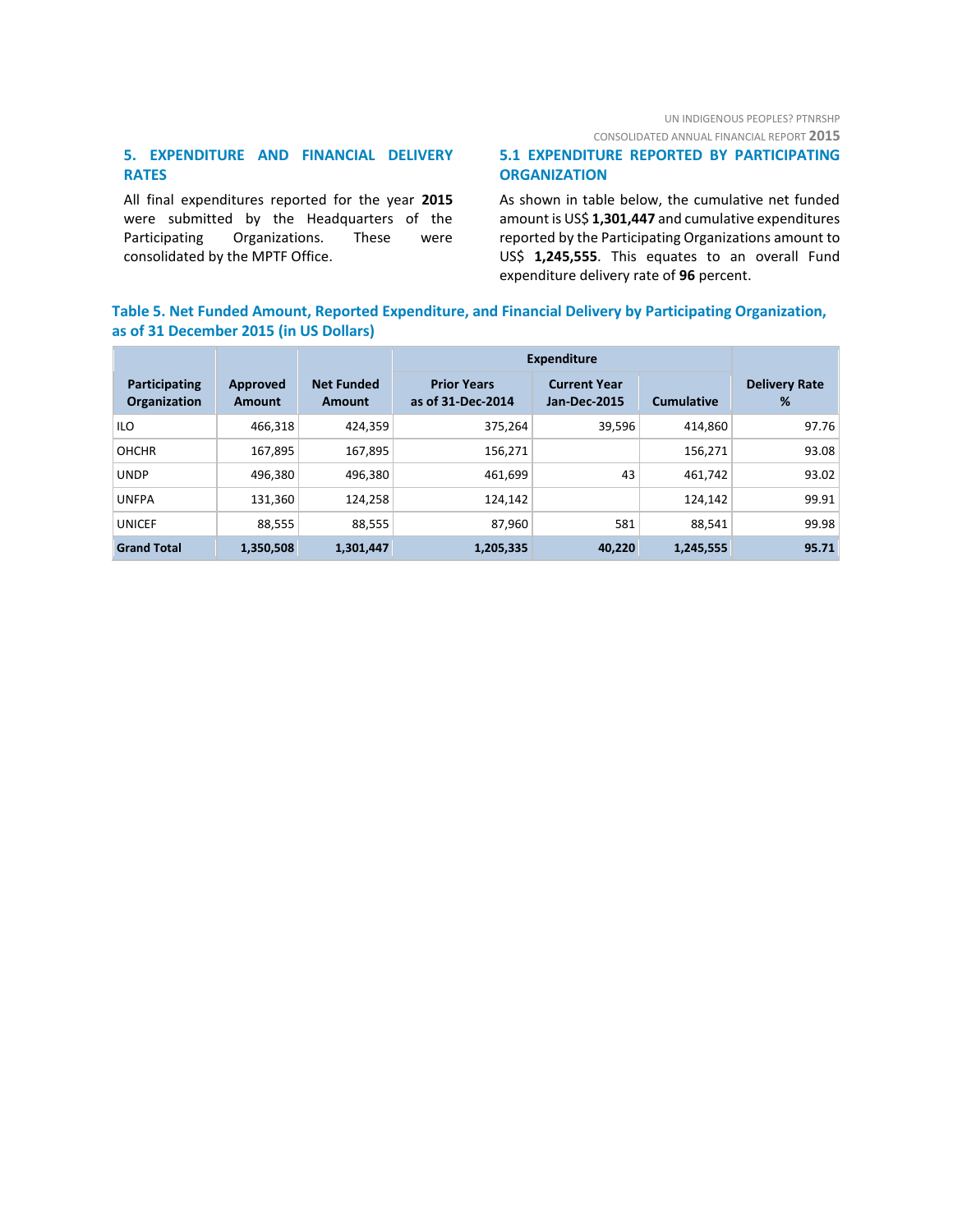## 5. EXPENDITURE AND FINANCIAL DELIVERY RATES

All final expenditures reported for the year **2015** were submitted by the Headquarters of the Participating Organizations. These were consolidated by the MPTF Office.

### 5.1 EXPENDITURE REPORTED BY PARTICIPATING ORGANIZATION

As shown in table below, the cumulative net funded amount is US$ **1,301,447** and cumulative expenditures reported by the Participating Organizations amount to US$ **1,245,555**. This equates to an overall Fund expenditure delivery rate of **96** percent.

**Table 5. Net Funded Amount, Reported Expenditure, and Financial Delivery by Participating Organization, as of 31 December 2015 (in US Dollars)**

| Participating Organization | Approved Amount | Net Funded Amount | Expenditure | | | Delivery Rate % |
|---|---|---|---|---|---|---|
| | | | Prior Years as of 31-Dec-2014 | Current Year Jan-Dec-2015 | Cumulative | |
| ILO | 466,318 | 424,359 | 375,264 | 39,596 | 414,860 | 97.76 |
| OHCHR | 167,895 | 167,895 | 156,271 | | 156,271 | 93.08 |
| UNDP | 496,380 | 496,380 | 461,699 | 43 | 461,742 | 93.02 |
| UNFPA | 131,360 | 124,258 | 124,142 | | 124,142 | 99.91 |
| UNICEF | 88,555 | 88,555 | 87,960 | 581 | 88,541 | 99.98 |
| **Grand Total** | **1,350,508** | **1,301,447** | **1,205,335** | **40,220** | **1,245,555** | **95.71** |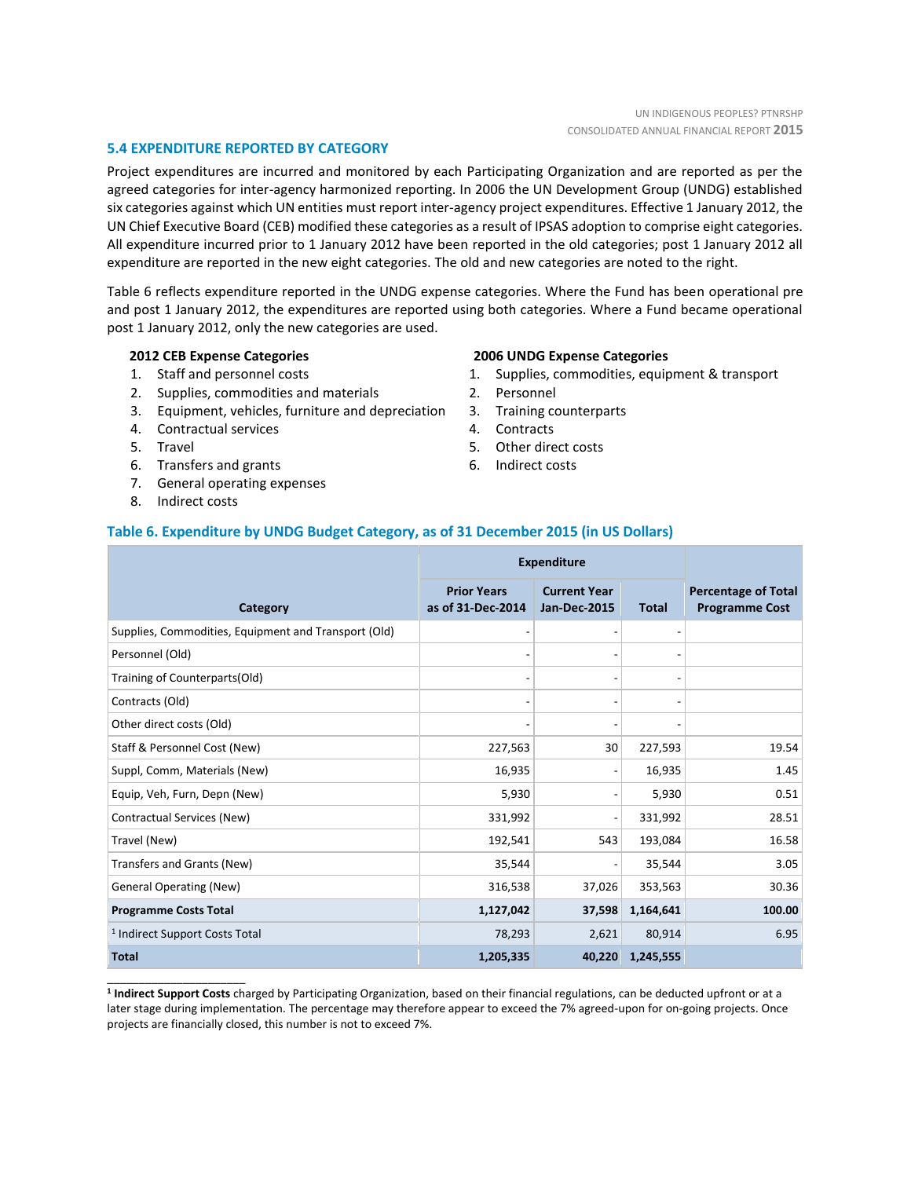### 5.4 EXPENDITURE REPORTED BY CATEGORY

Project expenditures are incurred and monitored by each Participating Organization and are reported as per the agreed categories for inter-agency harmonized reporting. In 2006 the UN Development Group (UNDG) established six categories against which UN entities must report inter-agency project expenditures. Effective 1 January 2012, the UN Chief Executive Board (CEB) modified these categories as a result of IPSAS adoption to comprise eight categories. All expenditure incurred prior to 1 January 2012 have been reported in the old categories; post 1 January 2012 all expenditure are reported in the new eight categories. The old and new categories are noted to the right.

Table 6 reflects expenditure reported in the UNDG expense categories. Where the Fund has been operational pre and post 1 January 2012, the expenditures are reported using both categories. Where a Fund became operational post 1 January 2012, only the new categories are used.

**2012 CEB Expense Categories**

1. Staff and personnel costs
2. Supplies, commodities and materials
3. Equipment, vehicles, furniture and depreciation
4. Contractual services
5. Travel
6. Transfers and grants
7. General operating expenses
8. Indirect costs

**2006 UNDG Expense Categories**

1. Supplies, commodities, equipment & transport
2. Personnel
3. Training counterparts
4. Contracts
5. Other direct costs
6. Indirect costs

**Table 6. Expenditure by UNDG Budget Category, as of 31 December 2015 (in US Dollars)**

| Category | Expenditure | | | Percentage of Total Programme Cost |
|---|---|---|---|---|
| | Prior Years as of 31-Dec-2014 | Current Year Jan-Dec-2015 | Total | |
| Supplies, Commodities, Equipment and Transport (Old) | - | - | - | |
| Personnel (Old) | - | - | - | |
| Training of Counterparts(Old) | - | - | - | |
| Contracts (Old) | - | - | - | |
| Other direct costs (Old) | - | - | - | |
| Staff & Personnel Cost (New) | 227,563 | 30 | 227,593 | 19.54 |
| Suppl, Comm, Materials (New) | 16,935 | - | 16,935 | 1.45 |
| Equip, Veh, Furn, Depn (New) | 5,930 | - | 5,930 | 0.51 |
| Contractual Services (New) | 331,992 | - | 331,992 | 28.51 |
| Travel (New) | 192,541 | 543 | 193,084 | 16.58 |
| Transfers and Grants (New) | 35,544 | - | 35,544 | 3.05 |
| General Operating (New) | 316,538 | 37,026 | 353,563 | 30.36 |
| **Programme Costs Total** | **1,127,042** | **37,598** | **1,164,641** | **100.00** |
| [1] Indirect Support Costs Total | 78,293 | 2,621 | 80,914 | 6.95 |
| **Total** | **1,205,335** | **40,220** | **1,245,555** | |

[1] **Indirect Support Costs** charged by Participating Organization, based on their financial regulations, can be deducted upfront or at a later stage during implementation. The percentage may therefore appear to exceed the 7% agreed-upon for on-going projects. Once projects are financially closed, this number is not to exceed 7%.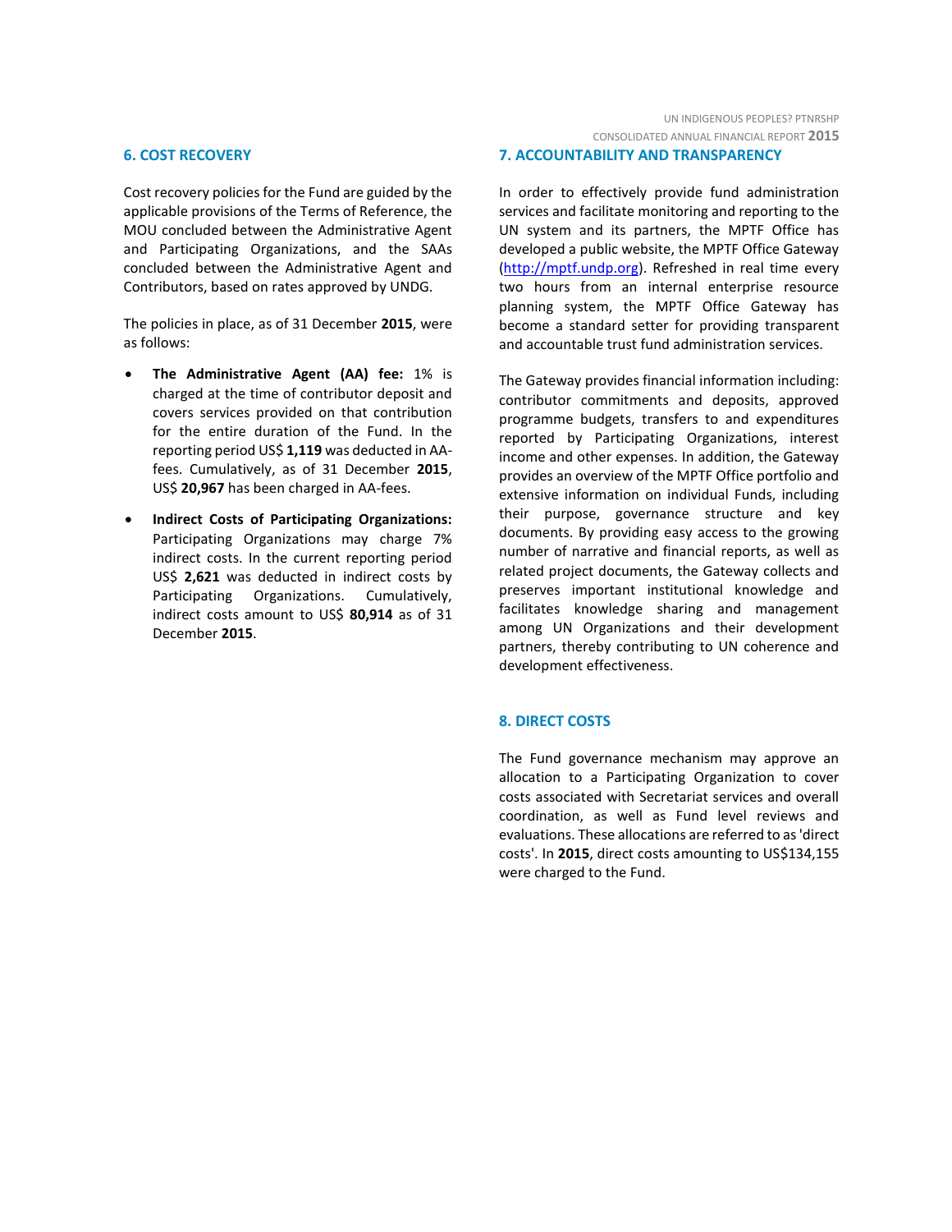## 6. COST RECOVERY

Cost recovery policies for the Fund are guided by the applicable provisions of the Terms of Reference, the MOU concluded between the Administrative Agent and Participating Organizations, and the SAAs concluded between the Administrative Agent and Contributors, based on rates approved by UNDG.

The policies in place, as of 31 December **2015**, were as follows:

- **The Administrative Agent (AA) fee:** 1% is charged at the time of contributor deposit and covers services provided on that contribution for the entire duration of the Fund. In the reporting period US$ **1,119** was deducted in AA-fees. Cumulatively, as of 31 December **2015**, US$ **20,967** has been charged in AA-fees.
- **Indirect Costs of Participating Organizations:** Participating Organizations may charge 7% indirect costs. In the current reporting period US$ **2,621** was deducted in indirect costs by Participating Organizations. Cumulatively, indirect costs amount to US$ **80,914** as of 31 December **2015**.

## 7. ACCOUNTABILITY AND TRANSPARENCY

In order to effectively provide fund administration services and facilitate monitoring and reporting to the UN system and its partners, the MPTF Office has developed a public website, the MPTF Office Gateway (http://mptf.undp.org). Refreshed in real time every two hours from an internal enterprise resource planning system, the MPTF Office Gateway has become a standard setter for providing transparent and accountable trust fund administration services.

The Gateway provides financial information including: contributor commitments and deposits, approved programme budgets, transfers to and expenditures reported by Participating Organizations, interest income and other expenses. In addition, the Gateway provides an overview of the MPTF Office portfolio and extensive information on individual Funds, including their purpose, governance structure and key documents. By providing easy access to the growing number of narrative and financial reports, as well as related project documents, the Gateway collects and preserves important institutional knowledge and facilitates knowledge sharing and management among UN Organizations and their development partners, thereby contributing to UN coherence and development effectiveness.

## 8. DIRECT COSTS

The Fund governance mechanism may approve an allocation to a Participating Organization to cover costs associated with Secretariat services and overall coordination, as well as Fund level reviews and evaluations. These allocations are referred to as 'direct costs'. In **2015**, direct costs amounting to US$134,155 were charged to the Fund.